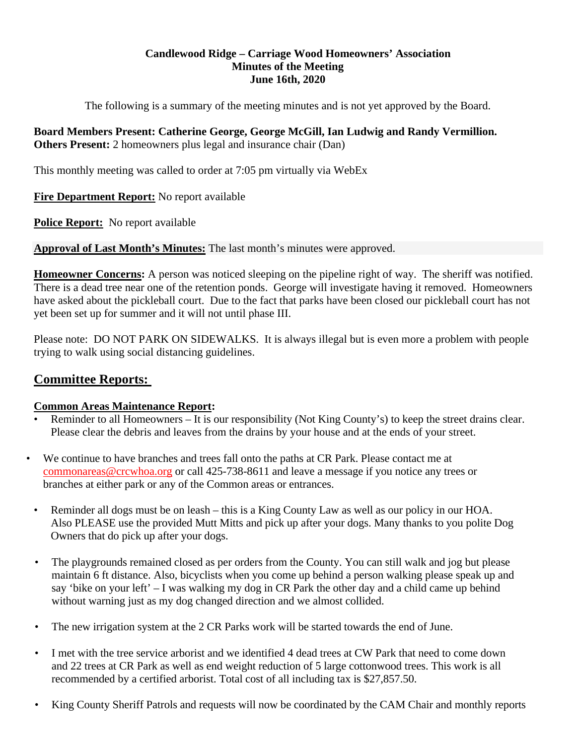**Candlewood Ridge – Carriage Wood Homeowners' Association**
**Minutes of the Meeting**
**June 16th, 2020**

The following is a summary of the meeting minutes and is not yet approved by the Board.

**Board Members Present: Catherine George, George McGill, Ian Ludwig and Randy Vermillion.**
**Others Present:** 2 homeowners plus legal and insurance chair (Dan)

This monthly meeting was called to order at 7:05 pm virtually via WebEx

**Fire Department Report:** No report available

**Police Report:** No report available

**Approval of Last Month's Minutes:** The last month's minutes were approved.

**Homeowner Concerns:** A person was noticed sleeping on the pipeline right of way. The sheriff was notified. There is a dead tree near one of the retention ponds. George will investigate having it removed. Homeowners have asked about the pickleball court. Due to the fact that parks have been closed our pickleball court has not yet been set up for summer and it will not until phase III.

Please note: DO NOT PARK ON SIDEWALKS. It is always illegal but is even more a problem with people trying to walk using social distancing guidelines.

## Committee Reports:

**Common Areas Maintenance Report:**

- Reminder to all Homeowners – It is our responsibility (Not King County's) to keep the street drains clear. Please clear the debris and leaves from the drains by your house and at the ends of your street.
- We continue to have branches and trees fall onto the paths at CR Park. Please contact me at commonareas@crcwhoa.org or call 425-738-8611 and leave a message if you notice any trees or branches at either park or any of the Common areas or entrances.
- Reminder all dogs must be on leash – this is a King County Law as well as our policy in our HOA. Also PLEASE use the provided Mutt Mitts and pick up after your dogs. Many thanks to you polite Dog Owners that do pick up after your dogs.
- The playgrounds remained closed as per orders from the County. You can still walk and jog but please maintain 6 ft distance. Also, bicyclists when you come up behind a person walking please speak up and say 'bike on your left' – I was walking my dog in CR Park the other day and a child came up behind without warning just as my dog changed direction and we almost collided.
- The new irrigation system at the 2 CR Parks work will be started towards the end of June.
- I met with the tree service arborist and we identified 4 dead trees at CW Park that need to come down and 22 trees at CR Park as well as end weight reduction of 5 large cottonwood trees. This work is all recommended by a certified arborist. Total cost of all including tax is $27,857.50.
- King County Sheriff Patrols and requests will now be coordinated by the CAM Chair and monthly reports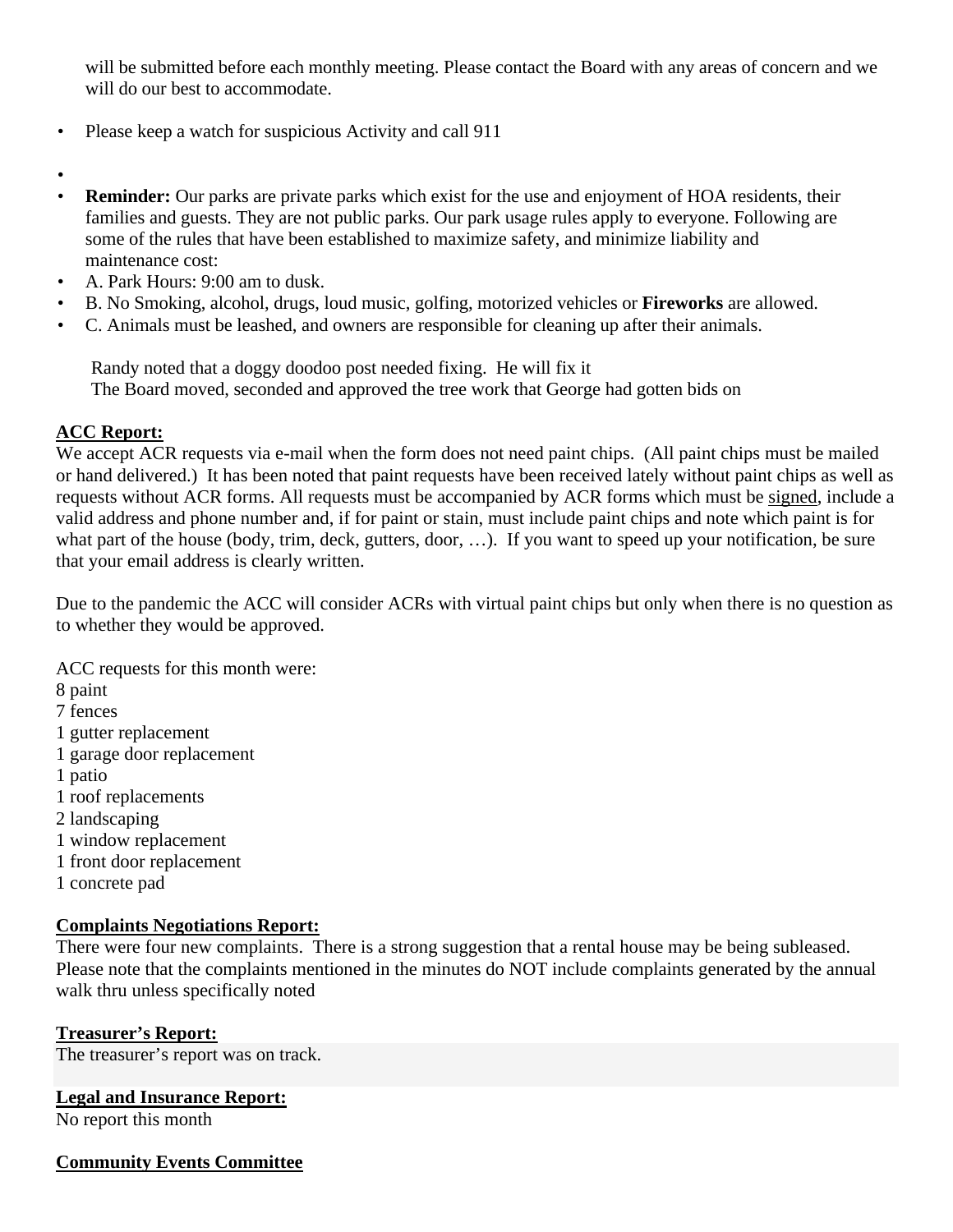will be submitted before each monthly meeting. Please contact the Board with any areas of concern and we will do our best to accommodate.

- Please keep a watch for suspicious Activity and call 911
- 
- **Reminder:** Our parks are private parks which exist for the use and enjoyment of HOA residents, their families and guests. They are not public parks. Our park usage rules apply to everyone. Following are some of the rules that have been established to maximize safety, and minimize liability and maintenance cost:
- A. Park Hours: 9:00 am to dusk.
- B. No Smoking, alcohol, drugs, loud music, golfing, motorized vehicles or **Fireworks** are allowed.
- C. Animals must be leashed, and owners are responsible for cleaning up after their animals.

Randy noted that a doggy doodoo post needed fixing. He will fix it
The Board moved, seconded and approved the tree work that George had gotten bids on

**ACC Report:**
We accept ACR requests via e-mail when the form does not need paint chips. (All paint chips must be mailed or hand delivered.) It has been noted that paint requests have been received lately without paint chips as well as requests without ACR forms. All requests must be accompanied by ACR forms which must be signed, include a valid address and phone number and, if for paint or stain, must include paint chips and note which paint is for what part of the house (body, trim, deck, gutters, door, …). If you want to speed up your notification, be sure that your email address is clearly written.

Due to the pandemic the ACC will consider ACRs with virtual paint chips but only when there is no question as to whether they would be approved.

ACC requests for this month were:
8 paint
7 fences
1 gutter replacement
1 garage door replacement
1 patio
1 roof replacements
2 landscaping
1 window replacement
1 front door replacement
1 concrete pad

**Complaints Negotiations Report:**
There were four new complaints. There is a strong suggestion that a rental house may be being subleased. Please note that the complaints mentioned in the minutes do NOT include complaints generated by the annual walk thru unless specifically noted

**Treasurer's Report:**
The treasurer's report was on track.

**Legal and Insurance Report:**
No report this month

**Community Events Committee**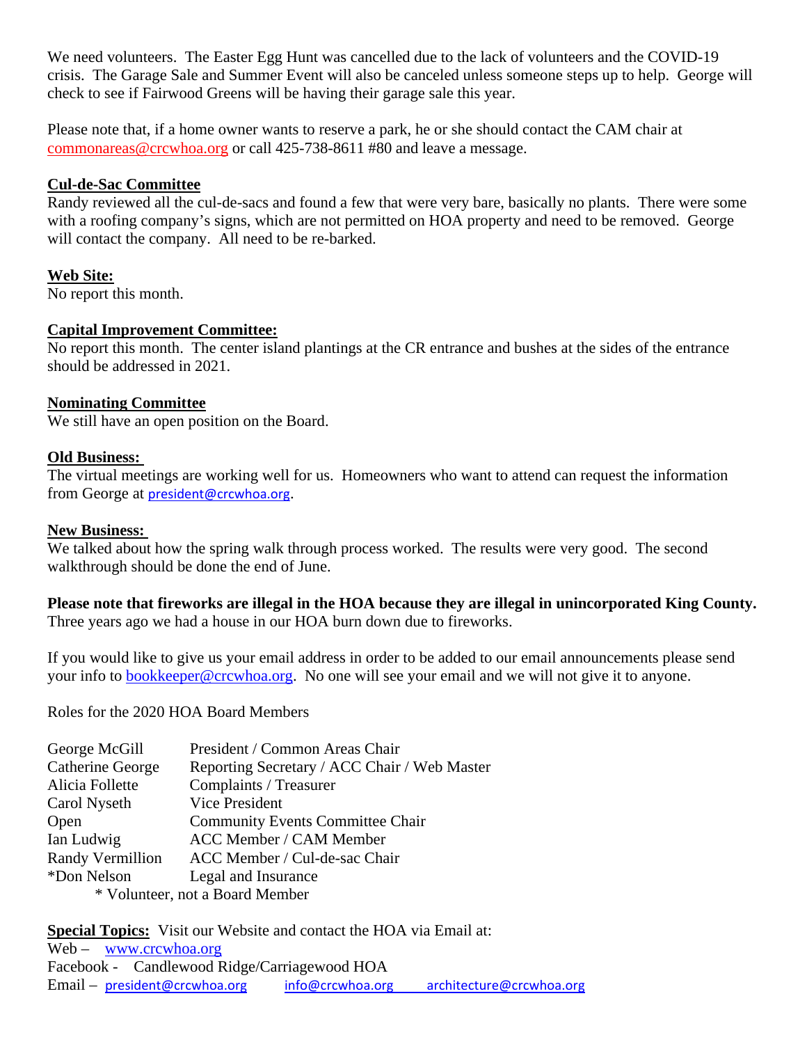We need volunteers. The Easter Egg Hunt was cancelled due to the lack of volunteers and the COVID-19 crisis. The Garage Sale and Summer Event will also be canceled unless someone steps up to help. George will check to see if Fairwood Greens will be having their garage sale this year.

Please note that, if a home owner wants to reserve a park, he or she should contact the CAM chair at commonareas@crcwhoa.org or call 425-738-8611 #80 and leave a message.

**Cul-de-Sac Committee**

Randy reviewed all the cul-de-sacs and found a few that were very bare, basically no plants. There were some with a roofing company's signs, which are not permitted on HOA property and need to be removed. George will contact the company. All need to be re-barked.

**Web Site:**

No report this month.

**Capital Improvement Committee:**

No report this month. The center island plantings at the CR entrance and bushes at the sides of the entrance should be addressed in 2021.

**Nominating Committee**

We still have an open position on the Board.

**Old Business:**

The virtual meetings are working well for us. Homeowners who want to attend can request the information from George at president@crcwhoa.org.

**New Business:**

We talked about how the spring walk through process worked. The results were very good. The second walkthrough should be done the end of June.

**Please note that fireworks are illegal in the HOA because they are illegal in unincorporated King County.** Three years ago we had a house in our HOA burn down due to fireworks.

If you would like to give us your email address in order to be added to our email announcements please send your info to bookkeeper@crcwhoa.org. No one will see your email and we will not give it to anyone.

Roles for the 2020 HOA Board Members

| | |
|---|---|
| George McGill | President / Common Areas Chair |
| Catherine George | Reporting Secretary / ACC Chair / Web Master |
| Alicia Follette | Complaints / Treasurer |
| Carol Nyseth | Vice President |
| Open | Community Events Committee Chair |
| Ian Ludwig | ACC Member / CAM Member |
| Randy Vermillion | ACC Member / Cul-de-sac Chair |
| *Don Nelson | Legal and Insurance |

\* Volunteer, not a Board Member

**Special Topics:** Visit our Website and contact the HOA via Email at:

Web – www.crcwhoa.org

Facebook - Candlewood Ridge/Carriagewood HOA

Email – president@crcwhoa.org info@crcwhoa.org architecture@crcwhoa.org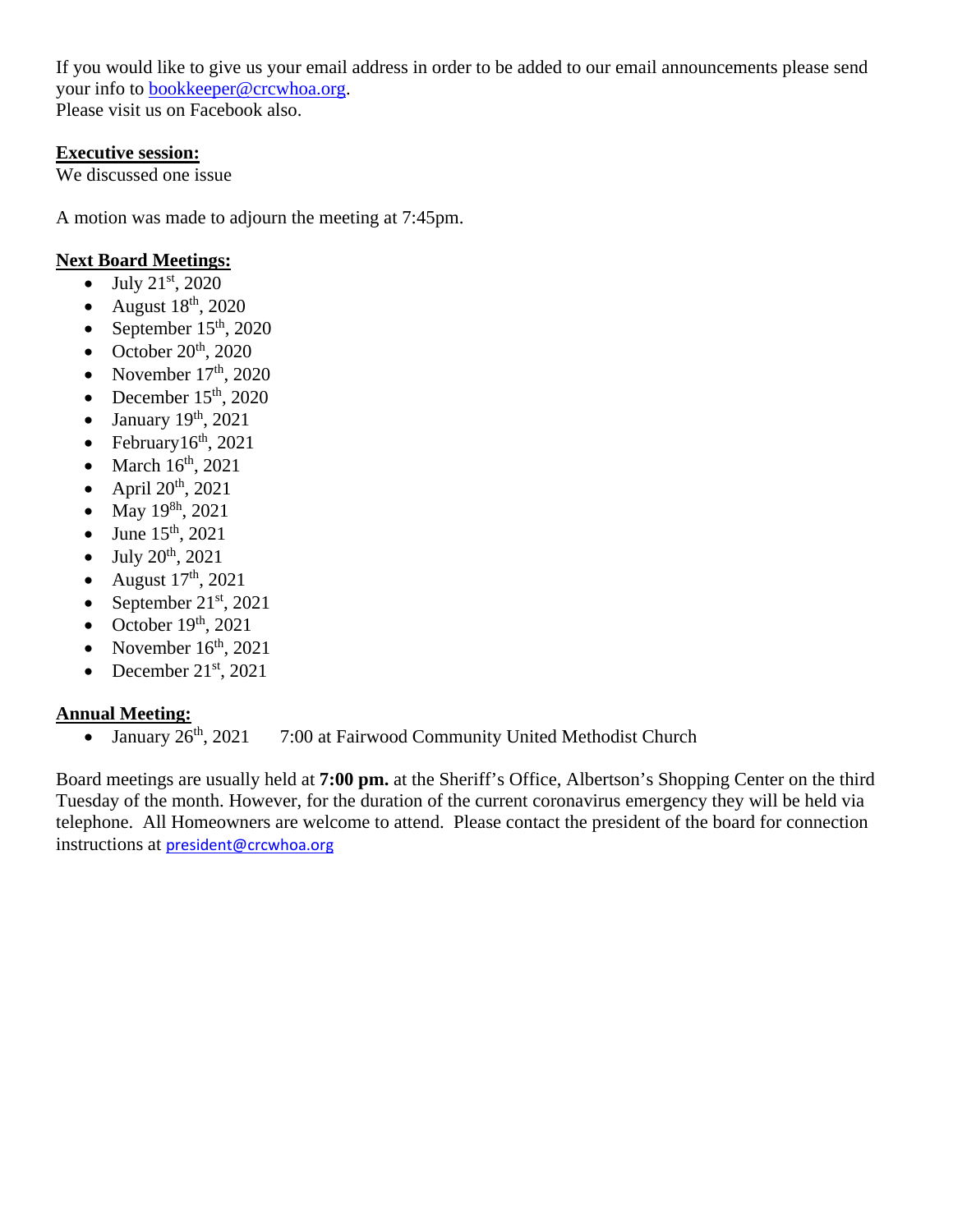If you would like to give us your email address in order to be added to our email announcements please send your info to bookkeeper@crcwhoa.org.
Please visit us on Facebook also.

**Executive session:**
We discussed one issue

A motion was made to adjourn the meeting at 7:45pm.

**Next Board Meetings:**

- July 21st, 2020
- August 18th, 2020
- September 15th, 2020
- October 20th, 2020
- November 17th, 2020
- December 15th, 2020
- January 19th, 2021
- February16th, 2021
- March 16th, 2021
- April 20th, 2021
- May 198h, 2021
- June 15th, 2021
- July 20th, 2021
- August 17th, 2021
- September 21st, 2021
- October 19th, 2021
- November 16th, 2021
- December 21st, 2021

**Annual Meeting:**

- January 26th, 2021 7:00 at Fairwood Community United Methodist Church

Board meetings are usually held at **7:00 pm.** at the Sheriff's Office, Albertson's Shopping Center on the third Tuesday of the month. However, for the duration of the current coronavirus emergency they will be held via telephone. All Homeowners are welcome to attend. Please contact the president of the board for connection instructions at president@crcwhoa.org